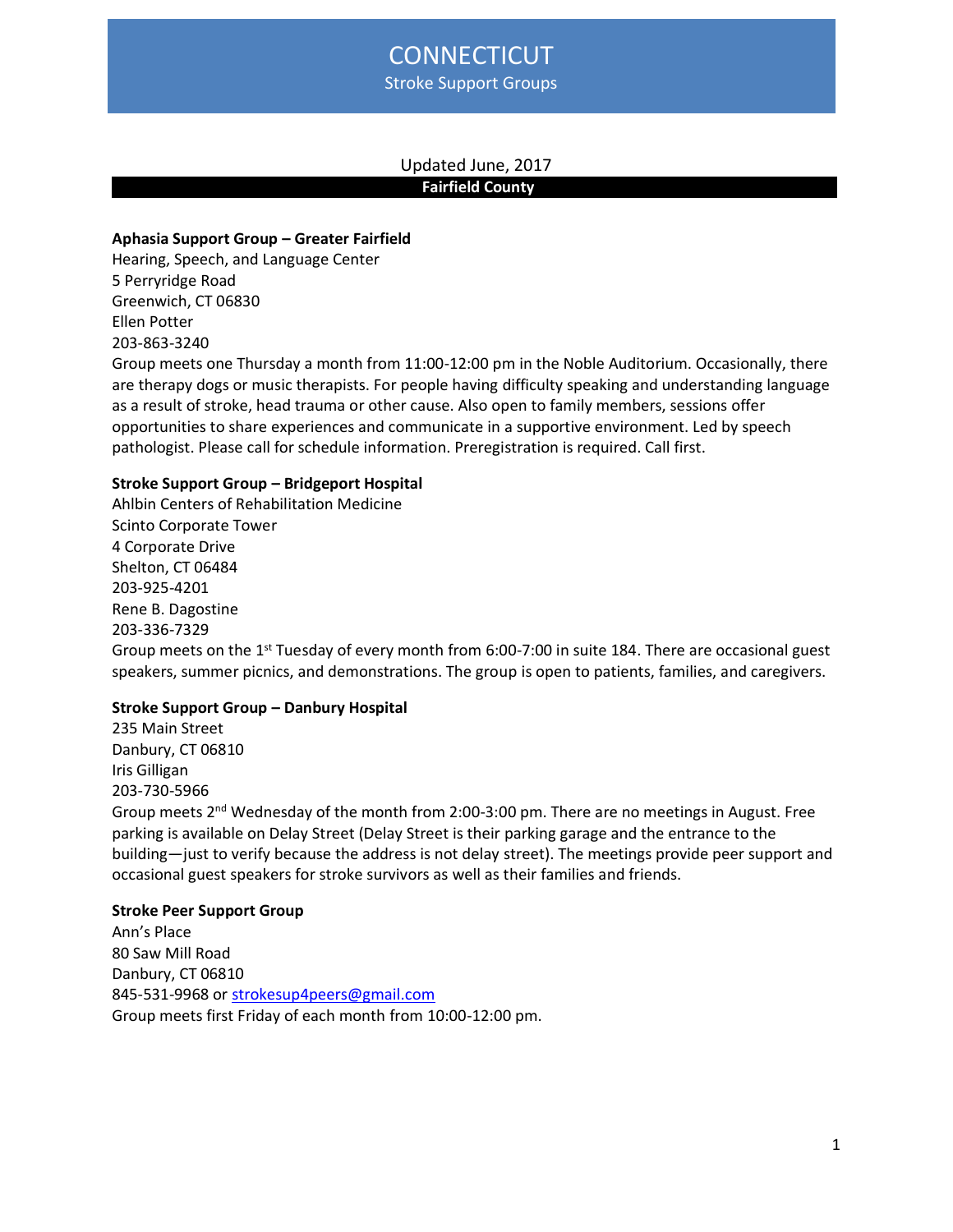# CONNECTICUT

Stroke Support Groups

Updated June, 2017

## Fairfield County

**Aphasia Support Group – Greater Fairfield**
Hearing, Speech, and Language Center
5 Perryridge Road
Greenwich, CT 06830
Ellen Potter
203-863-3240
Group meets one Thursday a month from 11:00-12:00 pm in the Noble Auditorium. Occasionally, there are therapy dogs or music therapists. For people having difficulty speaking and understanding language as a result of stroke, head trauma or other cause. Also open to family members, sessions offer opportunities to share experiences and communicate in a supportive environment. Led by speech pathologist. Please call for schedule information. Preregistration is required. Call first.

**Stroke Support Group – Bridgeport Hospital**
Ahlbin Centers of Rehabilitation Medicine
Scinto Corporate Tower
4 Corporate Drive
Shelton, CT 06484
203-925-4201
Rene B. Dagostine
203-336-7329
Group meets on the 1st Tuesday of every month from 6:00-7:00 in suite 184. There are occasional guest speakers, summer picnics, and demonstrations. The group is open to patients, families, and caregivers.

**Stroke Support Group – Danbury Hospital**
235 Main Street
Danbury, CT 06810
Iris Gilligan
203-730-5966
Group meets 2nd Wednesday of the month from 2:00-3:00 pm. There are no meetings in August. Free parking is available on Delay Street (Delay Street is their parking garage and the entrance to the building—just to verify because the address is not delay street). The meetings provide peer support and occasional guest speakers for stroke survivors as well as their families and friends.

**Stroke Peer Support Group**
Ann's Place
80 Saw Mill Road
Danbury, CT 06810
845-531-9968 or strokesup4peers@gmail.com
Group meets first Friday of each month from 10:00-12:00 pm.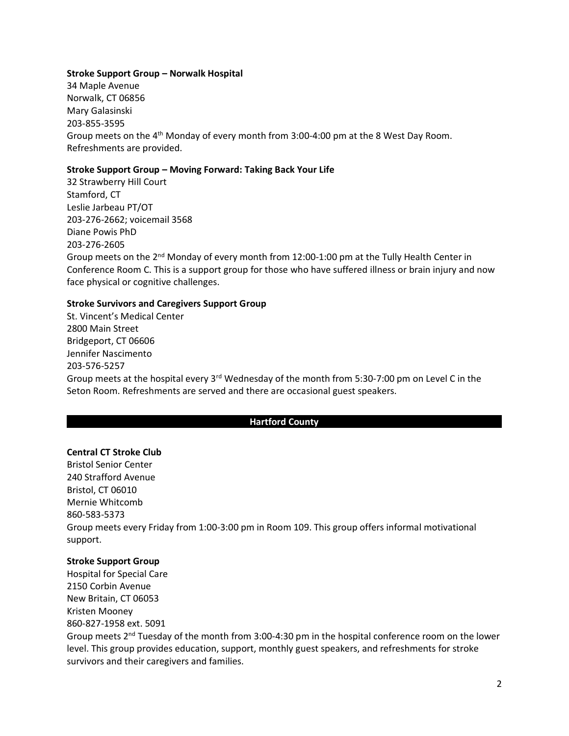**Stroke Support Group – Norwalk Hospital**
34 Maple Avenue
Norwalk, CT 06856
Mary Galasinski
203-855-3595
Group meets on the 4th Monday of every month from 3:00-4:00 pm at the 8 West Day Room. Refreshments are provided.

**Stroke Support Group – Moving Forward: Taking Back Your Life**
32 Strawberry Hill Court
Stamford, CT
Leslie Jarbeau PT/OT
203-276-2662; voicemail 3568
Diane Powis PhD
203-276-2605
Group meets on the 2nd Monday of every month from 12:00-1:00 pm at the Tully Health Center in Conference Room C. This is a support group for those who have suffered illness or brain injury and now face physical or cognitive challenges.

**Stroke Survivors and Caregivers Support Group**
St. Vincent's Medical Center
2800 Main Street
Bridgeport, CT 06606
Jennifer Nascimento
203-576-5257
Group meets at the hospital every 3rd Wednesday of the month from 5:30-7:00 pm on Level C in the Seton Room. Refreshments are served and there are occasional guest speakers.

## Hartford County

**Central CT Stroke Club**
Bristol Senior Center
240 Strafford Avenue
Bristol, CT 06010
Mernie Whitcomb
860-583-5373
Group meets every Friday from 1:00-3:00 pm in Room 109. This group offers informal motivational support.

**Stroke Support Group**
Hospital for Special Care
2150 Corbin Avenue
New Britain, CT 06053
Kristen Mooney
860-827-1958 ext. 5091
Group meets 2nd Tuesday of the month from 3:00-4:30 pm in the hospital conference room on the lower level. This group provides education, support, monthly guest speakers, and refreshments for stroke survivors and their caregivers and families.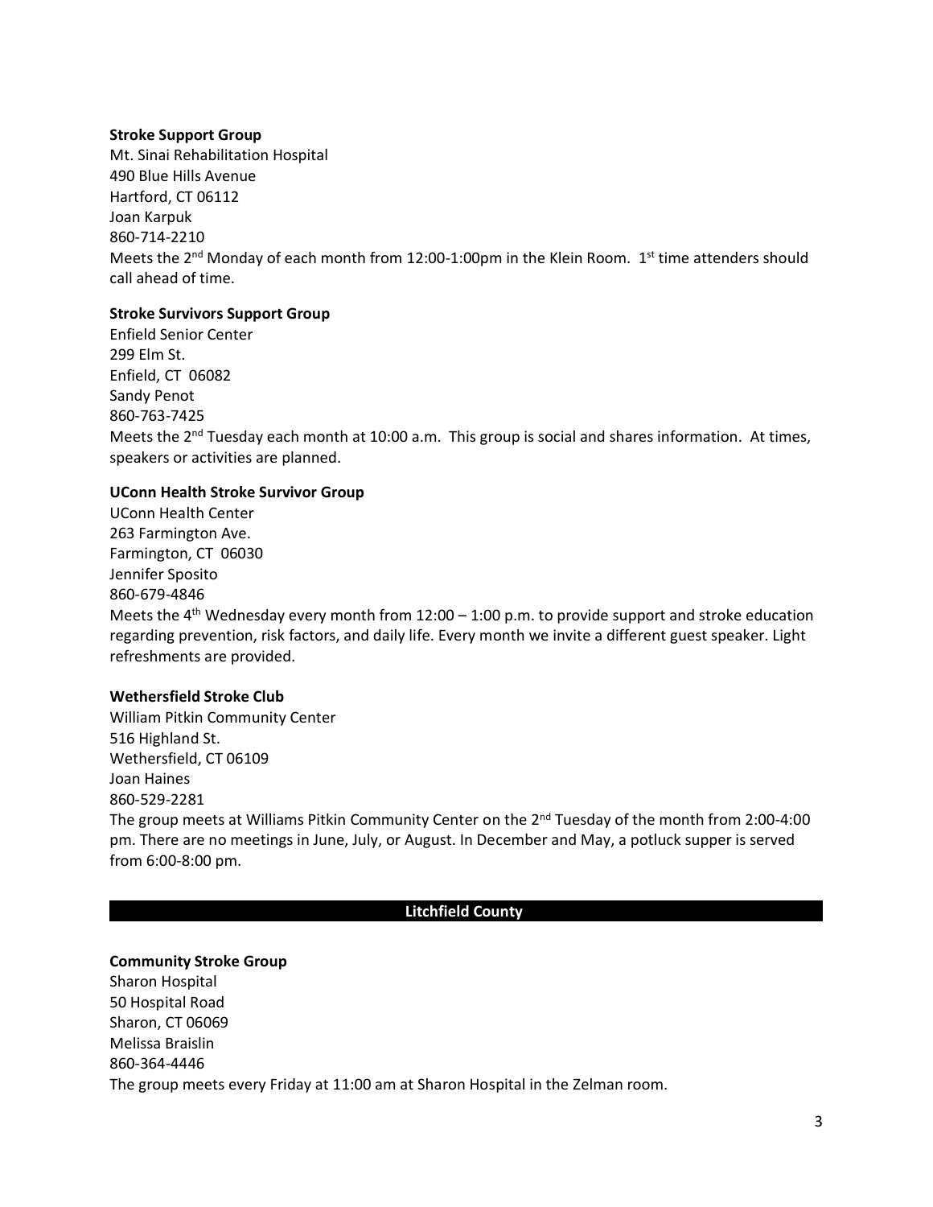**Stroke Support Group**
Mt. Sinai Rehabilitation Hospital
490 Blue Hills Avenue
Hartford, CT 06112
Joan Karpuk
860-714-2210
Meets the 2nd Monday of each month from 12:00-1:00pm in the Klein Room. 1st time attenders should call ahead of time.

**Stroke Survivors Support Group**
Enfield Senior Center
299 Elm St.
Enfield, CT 06082
Sandy Penot
860-763-7425
Meets the 2nd Tuesday each month at 10:00 a.m. This group is social and shares information. At times, speakers or activities are planned.

**UConn Health Stroke Survivor Group**
UConn Health Center
263 Farmington Ave.
Farmington, CT 06030
Jennifer Sposito
860-679-4846
Meets the 4th Wednesday every month from 12:00 – 1:00 p.m. to provide support and stroke education regarding prevention, risk factors, and daily life. Every month we invite a different guest speaker. Light refreshments are provided.

**Wethersfield Stroke Club**
William Pitkin Community Center
516 Highland St.
Wethersfield, CT 06109
Joan Haines
860-529-2281
The group meets at Williams Pitkin Community Center on the 2nd Tuesday of the month from 2:00-4:00 pm. There are no meetings in June, July, or August. In December and May, a potluck supper is served from 6:00-8:00 pm.

## Litchfield County

**Community Stroke Group**
Sharon Hospital
50 Hospital Road
Sharon, CT 06069
Melissa Braislin
860-364-4446
The group meets every Friday at 11:00 am at Sharon Hospital in the Zelman room.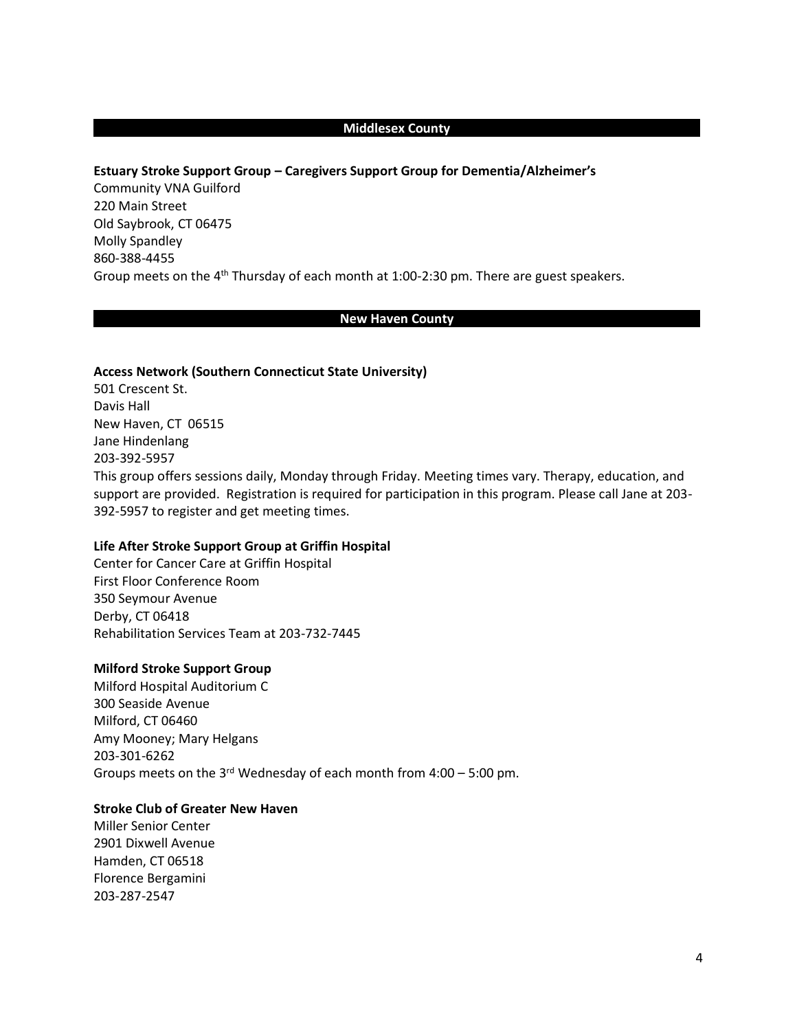## Middlesex County

**Estuary Stroke Support Group – Caregivers Support Group for Dementia/Alzheimer's**
Community VNA Guilford
220 Main Street
Old Saybrook, CT 06475
Molly Spandley
860-388-4455
Group meets on the 4th Thursday of each month at 1:00-2:30 pm. There are guest speakers.

## New Haven County

**Access Network (Southern Connecticut State University)**
501 Crescent St.
Davis Hall
New Haven, CT 06515
Jane Hindenlang
203-392-5957
This group offers sessions daily, Monday through Friday. Meeting times vary. Therapy, education, and support are provided. Registration is required for participation in this program. Please call Jane at 203-392-5957 to register and get meeting times.

**Life After Stroke Support Group at Griffin Hospital**
Center for Cancer Care at Griffin Hospital
First Floor Conference Room
350 Seymour Avenue
Derby, CT 06418
Rehabilitation Services Team at 203-732-7445

**Milford Stroke Support Group**
Milford Hospital Auditorium C
300 Seaside Avenue
Milford, CT 06460
Amy Mooney; Mary Helgans
203-301-6262
Groups meets on the 3rd Wednesday of each month from 4:00 – 5:00 pm.

**Stroke Club of Greater New Haven**
Miller Senior Center
2901 Dixwell Avenue
Hamden, CT 06518
Florence Bergamini
203-287-2547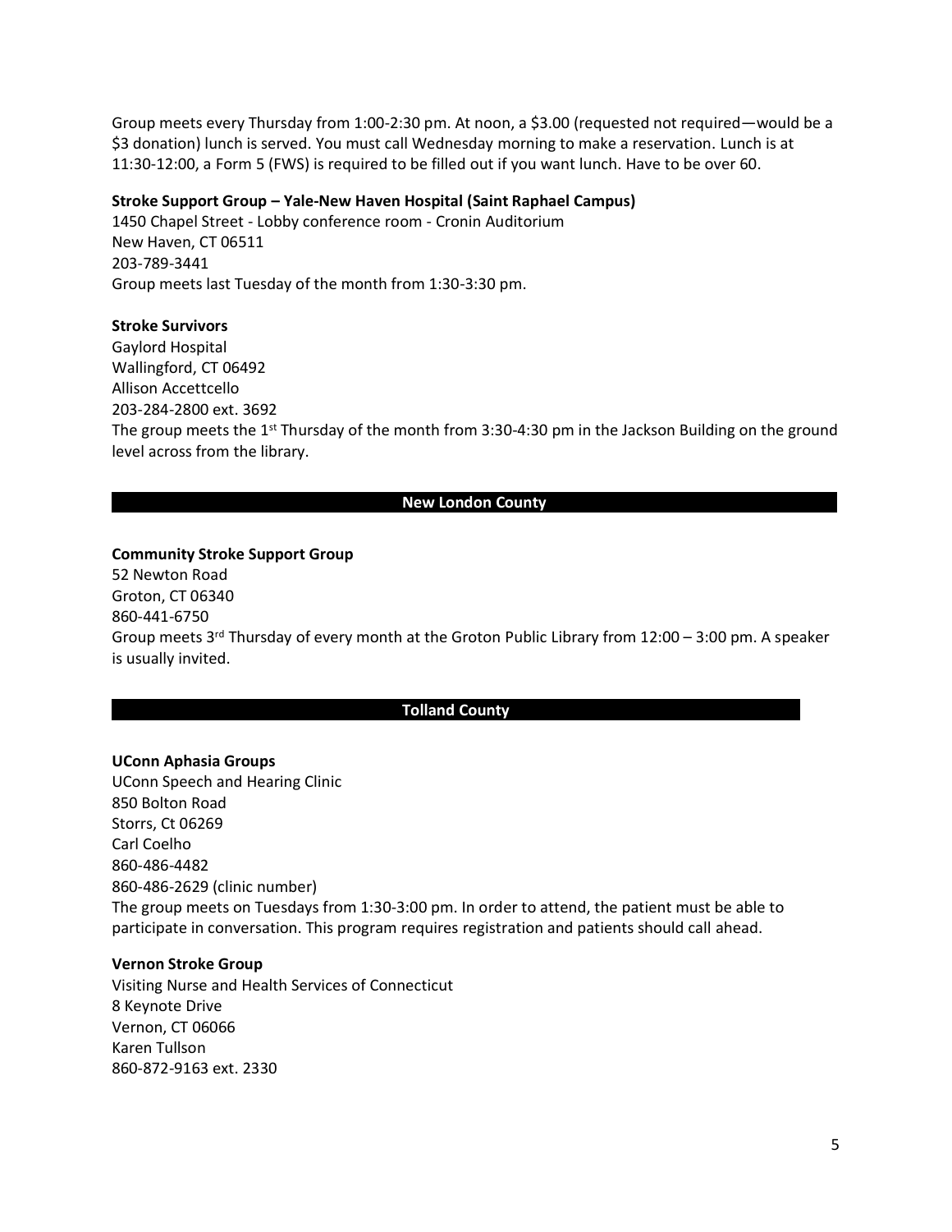Group meets every Thursday from 1:00-2:30 pm. At noon, a $3.00 (requested not required—would be a $3 donation) lunch is served. You must call Wednesday morning to make a reservation. Lunch is at 11:30-12:00, a Form 5 (FWS) is required to be filled out if you want lunch. Have to be over 60.

**Stroke Support Group – Yale-New Haven Hospital (Saint Raphael Campus)**
1450 Chapel Street - Lobby conference room - Cronin Auditorium
New Haven, CT 06511
203-789-3441
Group meets last Tuesday of the month from 1:30-3:30 pm.

**Stroke Survivors**
Gaylord Hospital
Wallingford, CT 06492
Allison Accettcello
203-284-2800 ext. 3692
The group meets the 1st Thursday of the month from 3:30-4:30 pm in the Jackson Building on the ground level across from the library.

## New London County

**Community Stroke Support Group**
52 Newton Road
Groton, CT 06340
860-441-6750
Group meets 3rd Thursday of every month at the Groton Public Library from 12:00 – 3:00 pm. A speaker is usually invited.

## Tolland County

**UConn Aphasia Groups**
UConn Speech and Hearing Clinic
850 Bolton Road
Storrs, Ct 06269
Carl Coelho
860-486-4482
860-486-2629 (clinic number)
The group meets on Tuesdays from 1:30-3:00 pm. In order to attend, the patient must be able to participate in conversation. This program requires registration and patients should call ahead.

**Vernon Stroke Group**
Visiting Nurse and Health Services of Connecticut
8 Keynote Drive
Vernon, CT 06066
Karen Tullson
860-872-9163 ext. 2330